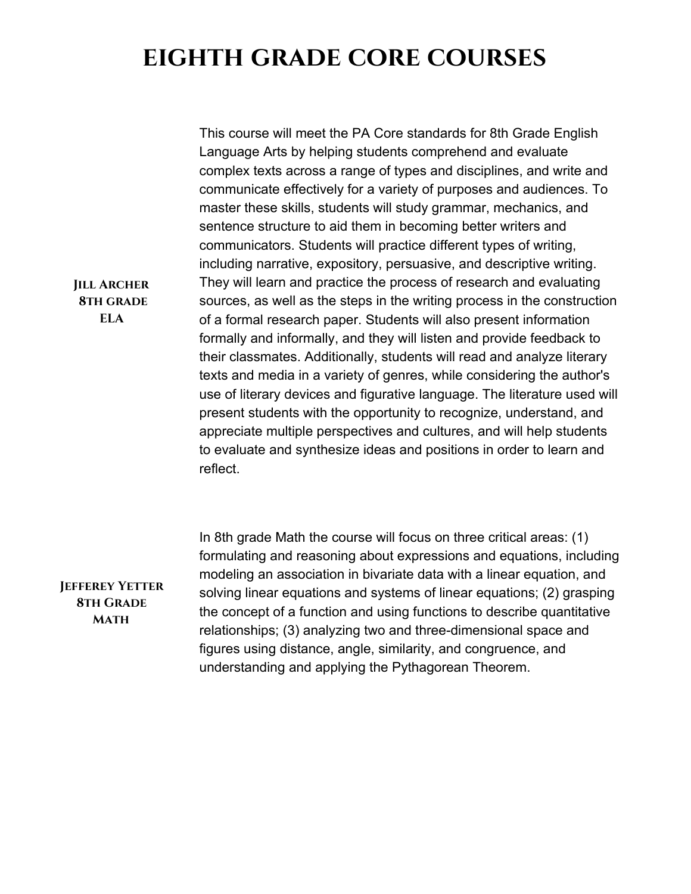# EIGHTH GRADE CORE COURSES

**Jill Archer**
**8th grade**
**ELA**

This course will meet the PA Core standards for 8th Grade English Language Arts by helping students comprehend and evaluate complex texts across a range of types and disciplines, and write and communicate effectively for a variety of purposes and audiences. To master these skills, students will study grammar, mechanics, and sentence structure to aid them in becoming better writers and communicators. Students will practice different types of writing, including narrative, expository, persuasive, and descriptive writing. They will learn and practice the process of research and evaluating sources, as well as the steps in the writing process in the construction of a formal research paper. Students will also present information formally and informally, and they will listen and provide feedback to their classmates. Additionally, students will read and analyze literary texts and media in a variety of genres, while considering the author's use of literary devices and figurative language. The literature used will present students with the opportunity to recognize, understand, and appreciate multiple perspectives and cultures, and will help students to evaluate and synthesize ideas and positions in order to learn and reflect.

**Jefferey Yetter**
**8th Grade**
**Math**

In 8th grade Math the course will focus on three critical areas: (1) formulating and reasoning about expressions and equations, including modeling an association in bivariate data with a linear equation, and solving linear equations and systems of linear equations; (2) grasping the concept of a function and using functions to describe quantitative relationships; (3) analyzing two and three-dimensional space and figures using distance, angle, similarity, and congruence, and understanding and applying the Pythagorean Theorem.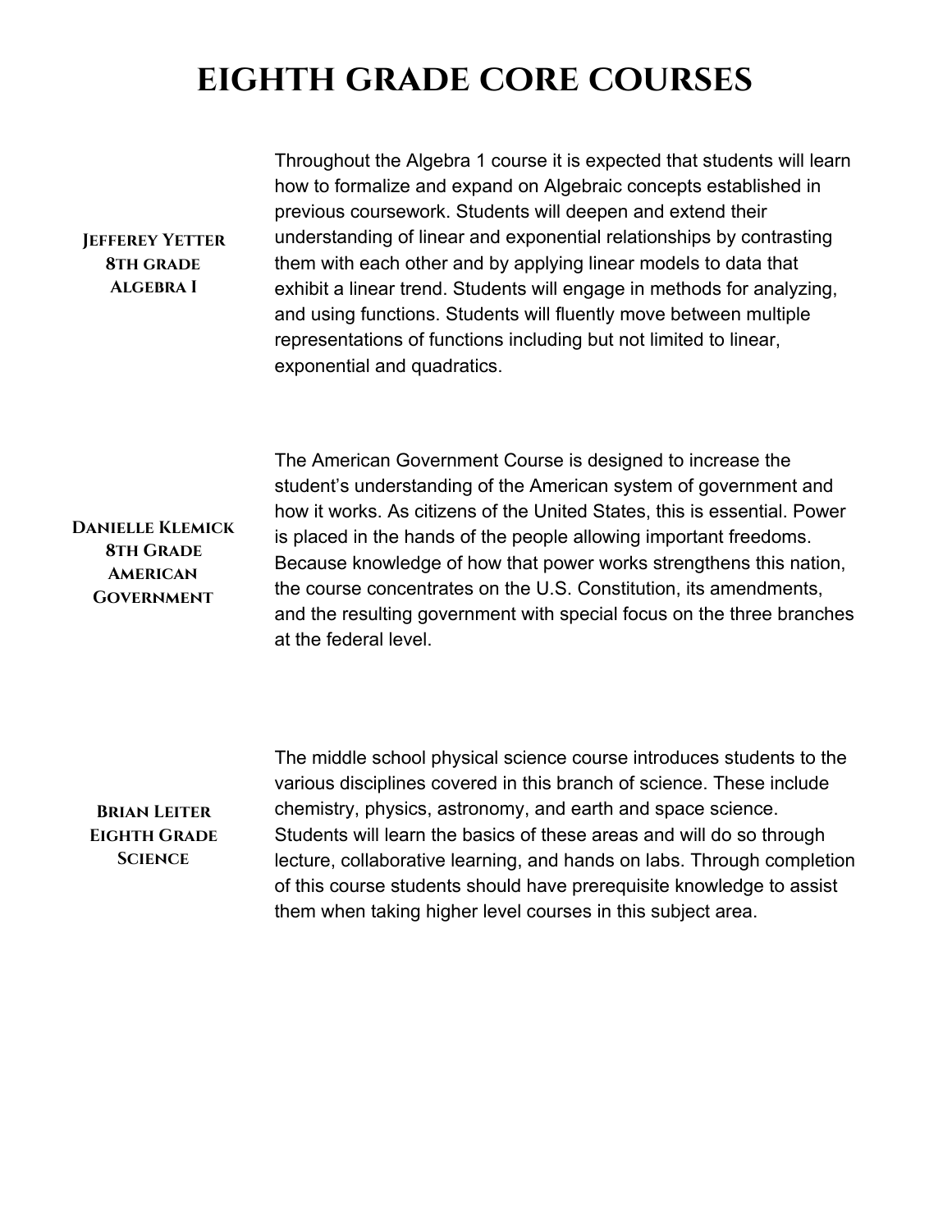# EIGHTH GRADE CORE COURSES

**Jefferey Yetter**
**8th grade**
**Algebra I**

Throughout the Algebra 1 course it is expected that students will learn how to formalize and expand on Algebraic concepts established in previous coursework. Students will deepen and extend their understanding of linear and exponential relationships by contrasting them with each other and by applying linear models to data that exhibit a linear trend. Students will engage in methods for analyzing, and using functions. Students will fluently move between multiple representations of functions including but not limited to linear, exponential and quadratics.

**Danielle Klemick**
**8th Grade**
**American Government**

The American Government Course is designed to increase the student's understanding of the American system of government and how it works. As citizens of the United States, this is essential. Power is placed in the hands of the people allowing important freedoms. Because knowledge of how that power works strengthens this nation, the course concentrates on the U.S. Constitution, its amendments, and the resulting government with special focus on the three branches at the federal level.

**Brian Leiter**
**Eighth Grade**
**Science**

The middle school physical science course introduces students to the various disciplines covered in this branch of science. These include chemistry, physics, astronomy, and earth and space science. Students will learn the basics of these areas and will do so through lecture, collaborative learning, and hands on labs. Through completion of this course students should have prerequisite knowledge to assist them when taking higher level courses in this subject area.